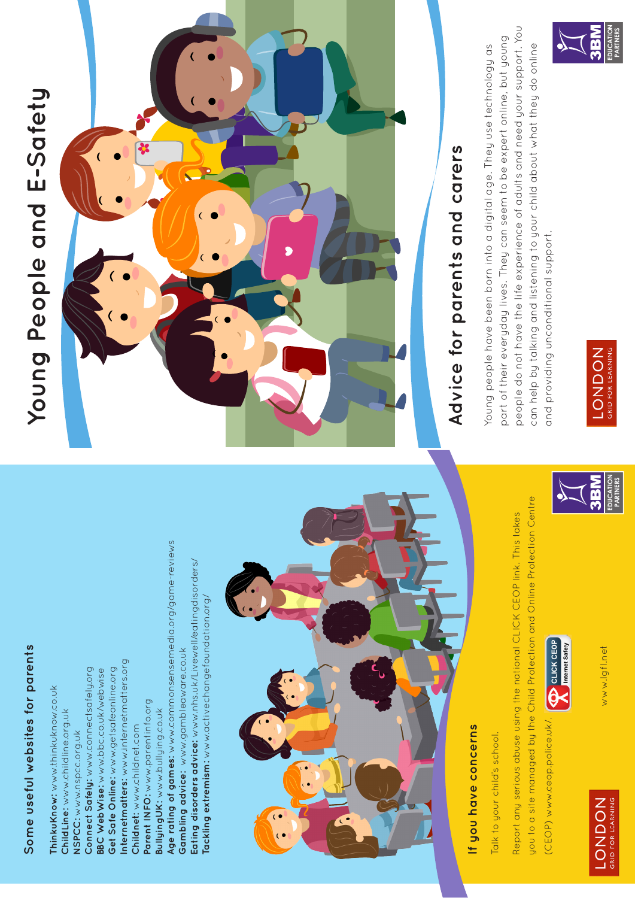# Young People and E-Safety

## Advice for parents and carers

Young people have been born into a digital age. They use technology as part of their everyday lives. They can seem to be expert online, but young people do not have the life experience of adults and need your support. You can help by talking and listening to your child about what they do online and providing unconditional support.

LONDON GRID FOR LEARNING

3BM EDUCATION PARTNERS

## Some useful websites for parents

**ThinkuKnow:** www.thinkuknow.co.uk
**ChildLine:** www.childline.org.uk
**NSPCC:** www.nspcc.org.uk
**Connect Safely:** www.connectsafely.org
**BBC WebWise:** www.bbc.co.uk/webwise
**Get Safe Online:** www.getsafeonline.org
**Internetmatters:** www.internetmatters.org
**Childnet:** www.childnet.com
**Parent INFO:** www.parentinfo.org
**BullyingUK:** www.bullying.co.uk
**Age rating of games:** www.commonsensemedia.org/game-reviews
**Gambling advice:** www.gambleaware.co.uk
**Eating disorders advice:** www.nhs.uk/Livewell/eatingdisorders/
**Tackling extremism:** www.activechangefoundation.org/

## If you have concerns

Talk to your child's school.

Report any serious abuse using the national CLICK CEOP link. This takes you to a site managed by the Child Protection and Online Protection Centre (CEOP) www.ceop.police.uk/.

CLICK CEOP Internet Safety

www.lgfl.net

LONDON GRID FOR LEARNING

3BM EDUCATION PARTNERS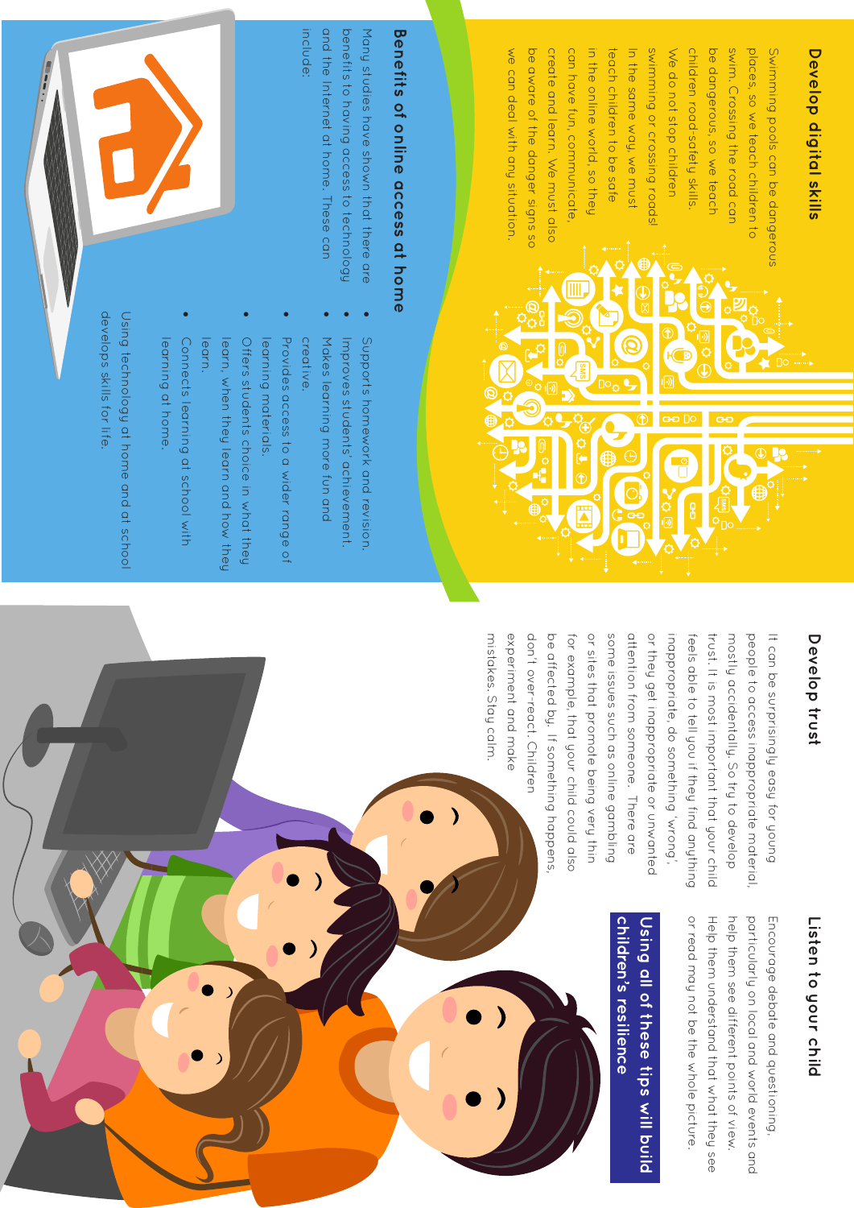## Develop digital skills

Swimming pools can be dangerous places, so we teach children to swim. Crossing the road can be dangerous, so we teach children road-safety skills. We do not stop children swimming or crossing roads! In the same way, we must teach children to be safe in the online world, so they can have fun, communicate, create and learn. We must also be aware of the danger signs so we can deal with any situation.

## Benefits of online access at home

Many studies have shown that there are benefits to having access to technology and the Internet at home. These can include:

- Supports homework and revision.
- Improves students' achievement.
- Makes learning more fun and creative.
- Provides access to a wider range of learning materials.
- Offers students choice in what they learn, when they learn and how they learn.
- Connects learning at school with learning at home.

Using technology at home and at school develops skills for life.

## Develop trust

It can be surprisingly easy for young people to access inappropriate material, mostly accidentally. So try to develop trust. It is most important that your child feels able to tell you if they find anything inappropriate, do something 'wrong', or they get inappropriate or unwanted attention from someone. There are some issues such as online gambling or sites that promote being very thin for example, that your child could also be affected by. If something happens, don't over-react. Children experiment and make mistakes. Stay calm.

## Listen to your child

Encourage debate and questioning, particularly on local and world events and help them see different points of view. Help them understand that what they see or read may not be the whole picture.

**Using all of these tips will build children's resilience**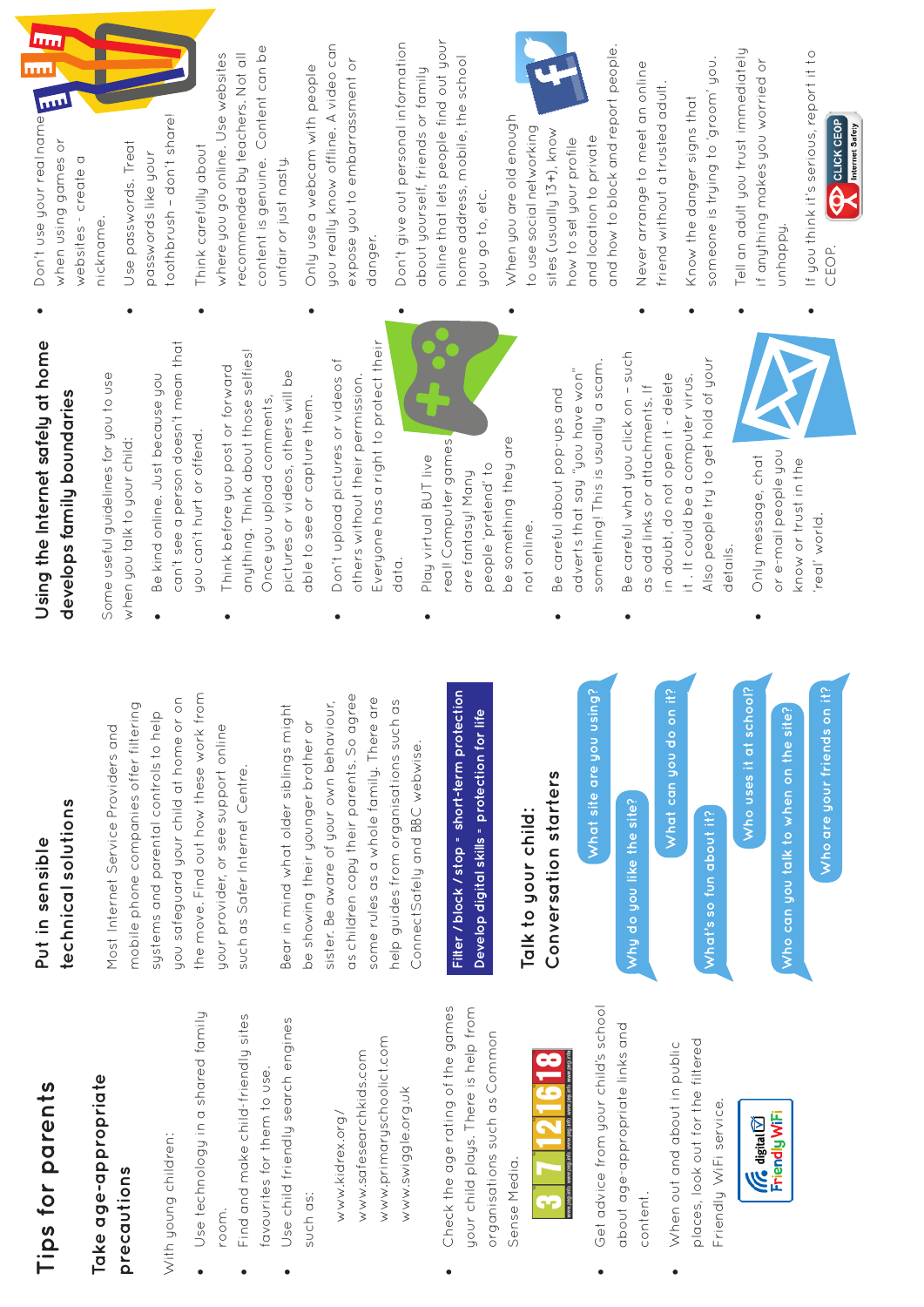# Tips for parents

## Take age-appropriate precautions

With young children:

- Use technology in a shared family room.
- Find and make child-friendly sites favourites for them to use.
- Use child friendly search engines such as:

  www.kidrex.org/
  www.safesearchkids.com
  www.primaryschoolict.com
  www.swiggle.org.uk

- Check the age rating of the games your child plays. There is help from organisations such as Common Sense Media.

3 7 12 16 18

- Get advice from your child's school about age-appropriate links and content.
- When out and about in public places, look out for the filtered Friendly WiFi service.

digital Friendly WiFi

## Put in sensible technical solutions

Most Internet Service Providers and mobile phone companies offer filtering systems and parental controls to help you safeguard your child at home or on the move. Find out how these work from your provider, or see support online such as Safer Internet Centre.

Bear in mind what older siblings might be showing their younger brother or sister. Be aware of your own behaviour, as children copy their parents. So agree some rules as a whole family. There are help guides from organisations such as ConnectSafely and BBC webwise.

**Filter / block / stop = short-term protection**
**Develop digital skills = protection for life**

## Talk to your child: Conversation starters

What site are you using?

Why do you like the site?

What can you do on it?

What's so fun about it?

Who uses it at school?

Who can you talk to when on the site?

Who are your friends on it?

## Using the Internet safely at home develops family boundaries

Some useful guidelines for you to use when you talk to your child:

- Be kind online. Just because you can't see a person doesn't mean that you can't hurt or offend.
- Think before you post or forward anything. Think about those selfies! Once you upload comments, pictures or videos, others will be able to see or capture them.
- Don't upload pictures or videos of others without their permission. Everyone has a right to protect their data.
- Play virtual BUT live real! Computer games are fantasy! Many people 'pretend' to be something they are not online.
- Be careful about pop-ups and adverts that say "you have won" something! This is usually a scam.
- Be careful what you click on – such as odd links or attachments. If in doubt, do not open it - delete it . It could be a computer virus. Also people try to get hold of your details.
- Only message, chat or e-mail people you know or trust in the 'real' world.
- Don't use your real name when using games or websites - create a nickname.
- Use passwords. Treat passwords like your toothbrush – don't share!
- Think carefully about where you go online. Use websites recommended by teachers. Not all content is genuine. Content can be unfair or just nasty.
- Only use a webcam with people you really know offline. A video can expose you to embarrassment or danger.
- Don't give out personal information about yourself, friends or family online that lets people find out your home address, mobile, the school you go to, etc.
- When you are old enough to use social networking sites (usually 13+), know how to set your profile and location to private and how to block and report people.
- Never arrange to meet an online friend without a trusted adult.
- Know the danger signs that someone is trying to 'groom' you.
- Tell an adult you trust immediately if anything makes you worried or unhappy.
- If you think it's serious, report it to CEOP.

CLICK CEOP Internet Safety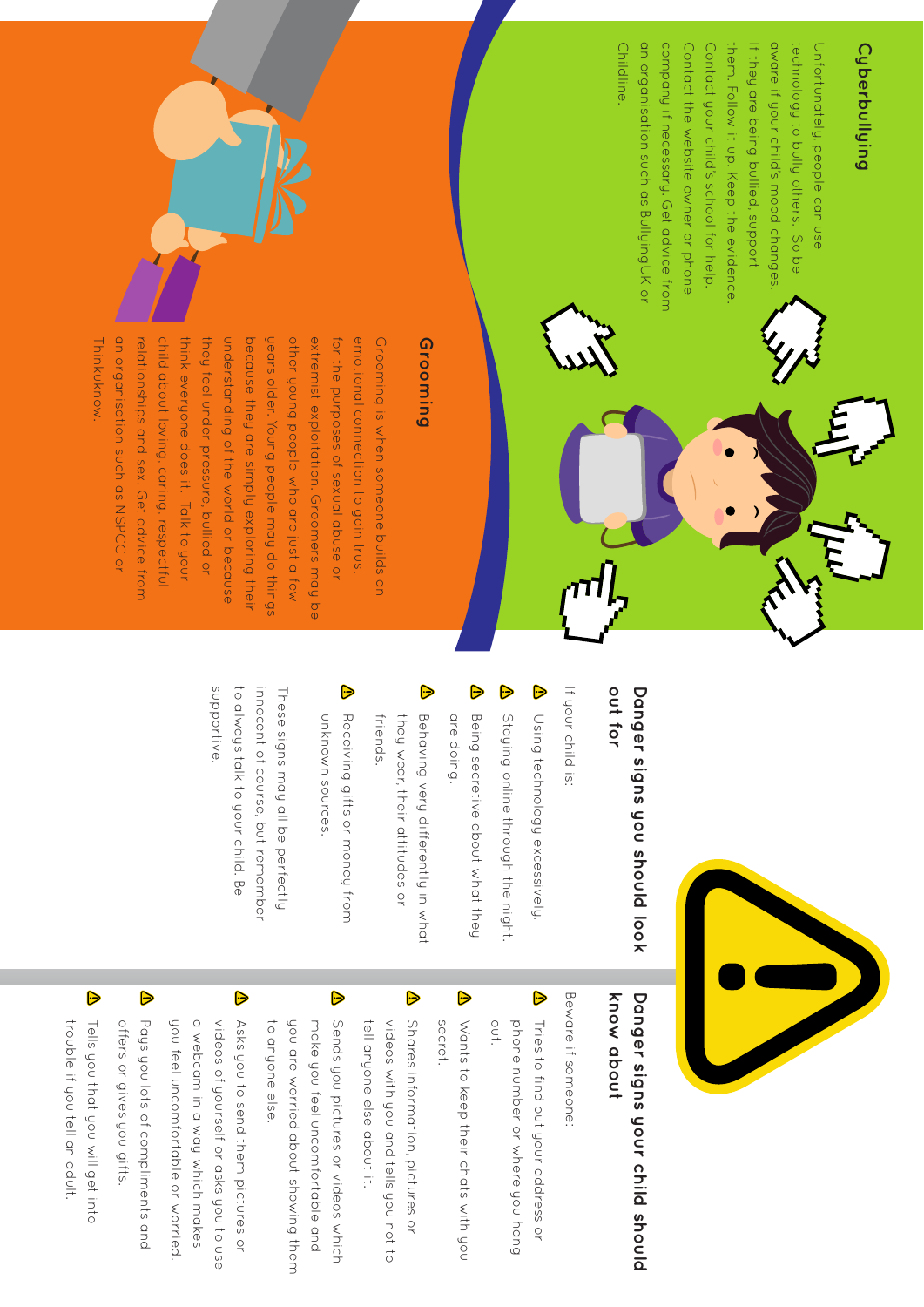## Cyberbullying

Unfortunately, people can use technology to bully others. So be aware if your child's mood changes. If they are being bullied, support them. Follow it up. Keep the evidence. Contact your child's school for help. Contact the website owner or phone company if necessary. Get advice from an organisation such as BullyingUK or Childline.

## Grooming

Grooming is when someone builds an emotional connection to gain trust for the purposes of sexual abuse or extremist exploitation. Groomers may be other young people who are just a few years older. Young people may do things because they are simply exploring their understanding of the world or because they feel under pressure, bullied or think everyone does it. Talk to your child about loving, caring, respectful relationships and sex. Get advice from an organisation such as NSPCC or Thinkuknow.

## Danger signs you should look out for

If your child is:

- Using technology excessively.
- Staying online through the night.
- Being secretive about what they are doing.
- Behaving very differently in what they wear, their attitudes or friends.
- Receiving gifts or money from unknown sources.

These signs may all be perfectly innocent of course, but remember to always talk to your child. Be supportive.

## Danger signs your child should know about

Beware if someone:

- Tries to find out your address or phone number or where you hang out.
- Wants to keep their chats with you secret.
- Shares information, pictures or videos with you and tells you not to tell anyone else about it.
- Sends you pictures or videos which make you feel uncomfortable and you are worried about showing them to anyone else.
- Asks you to send them pictures or videos of yourself or asks you to use a webcam in a way which makes you feel uncomfortable or worried.
- Pays you lots of compliments and offers or gives you gifts.
- Tells you that you will get into trouble if you tell an adult.